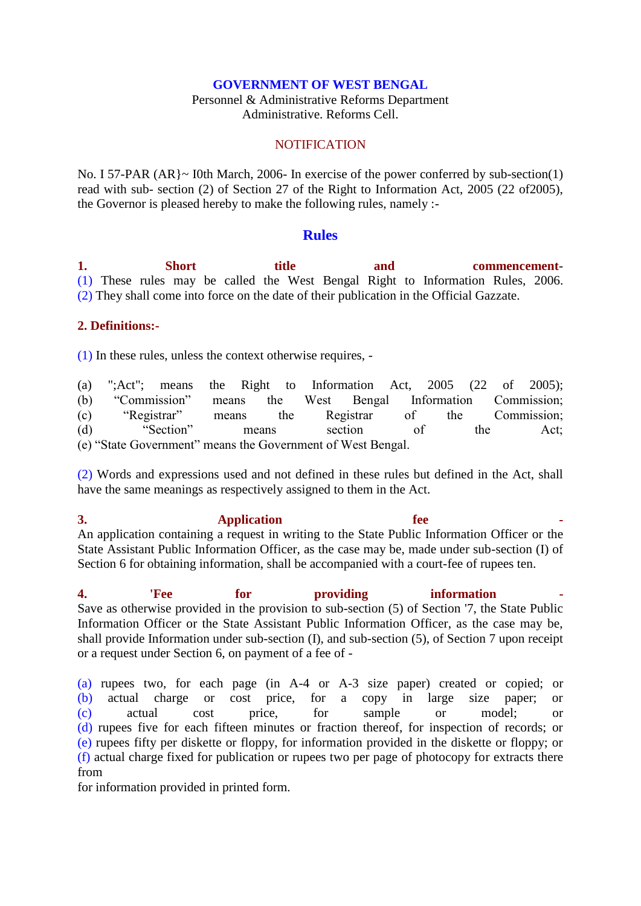**GOVERNMENT OF WEST BENGAL**
Personnel & Administrative Reforms Department
Administrative. Reforms Cell.

NOTIFICATION

No. I 57-PAR (AR}~ I0th March, 2006- In exercise of the power conferred by sub-section(1) read with sub- section (2) of Section 27 of the Right to Information Act, 2005 (22 of2005), the Governor is pleased hereby to make the following rules, namely :-

# Rules

**1. Short title and commencement-**
(1) These rules may be called the West Bengal Right to Information Rules, 2006.
(2) They shall come into force on the date of their publication in the Official Gazzate.

**2. Definitions:-**

(1) In these rules, unless the context otherwise requires, -

(a) ";Act"; means the Right to Information Act, 2005 (22 of 2005);
(b) "Commission" means the West Bengal Information Commission;
(c) "Registrar" means the Registrar of the Commission;
(d) "Section" means section of the Act;
(e) "State Government" means the Government of West Bengal.

(2) Words and expressions used and not defined in these rules but defined in the Act, shall have the same meanings as respectively assigned to them in the Act.

**3. Application fee -**
An application containing a request in writing to the State Public Information Officer or the State Assistant Public Information Officer, as the case may be, made under sub-section (I) of Section 6 for obtaining information, shall be accompanied with a court-fee of rupees ten.

**4. 'Fee for providing information -**
Save as otherwise provided in the provision to sub-section (5) of Section '7, the State Public Information Officer or the State Assistant Public Information Officer, as the case may be, shall provide Information under sub-section (I), and sub-section (5), of Section 7 upon receipt or a request under Section 6, on payment of a fee of -

(a) rupees two, for each page (in A-4 or A-3 size paper) created or copied; or
(b) actual charge or cost price, for a copy in large size paper; or
(c) actual cost price, for sample or model; or
(d) rupees five for each fifteen minutes or fraction thereof, for inspection of records; or
(e) rupees fifty per diskette or floppy, for information provided in the diskette or floppy; or
(f) actual charge fixed for publication or rupees two per page of photocopy for extracts there from
for information provided in printed form.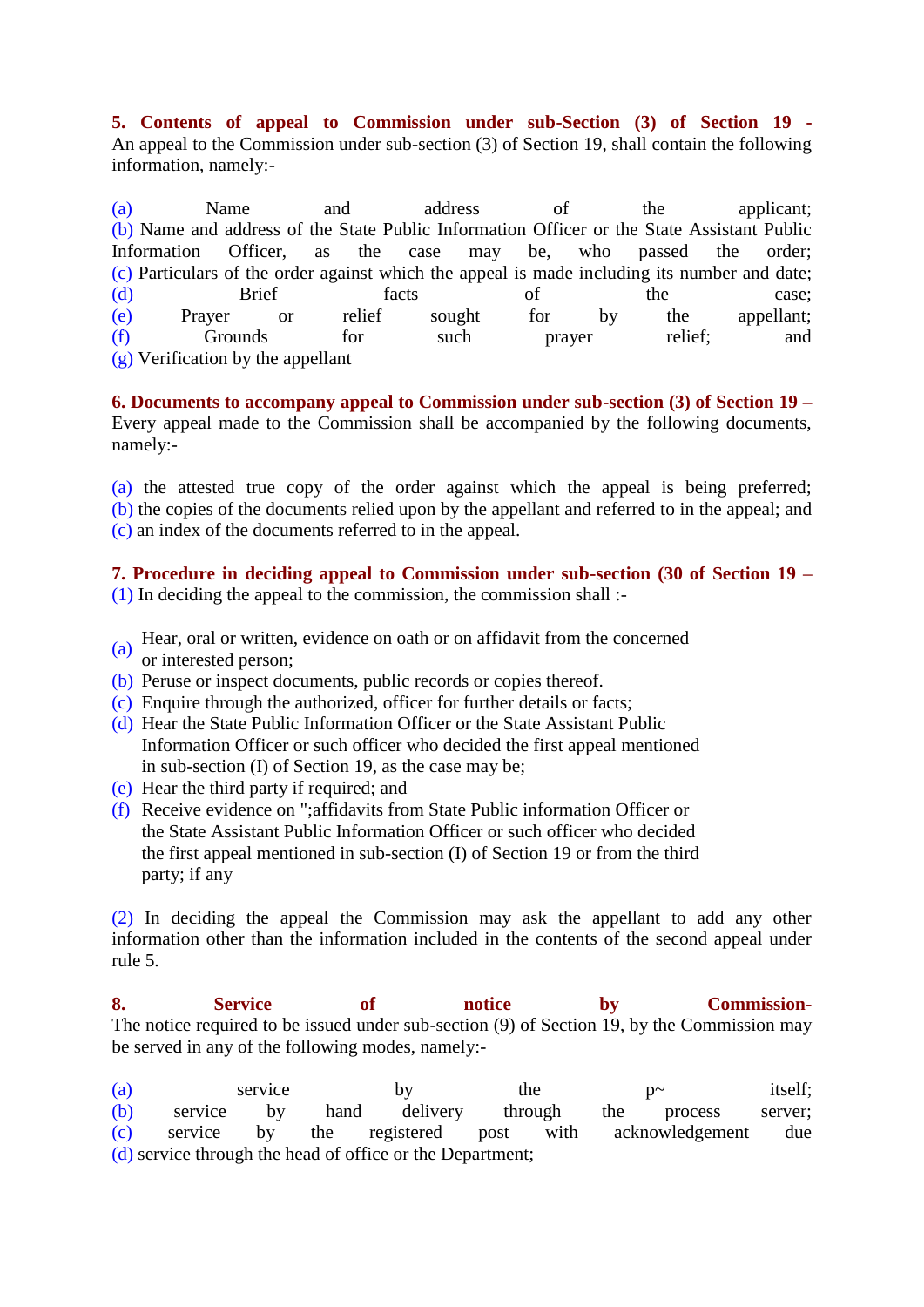**5. Contents of appeal to Commission under sub-Section (3) of Section 19 -** An appeal to the Commission under sub-section (3) of Section 19, shall contain the following information, namely:-

(a) Name and address of the applicant;
(b) Name and address of the State Public Information Officer or the State Assistant Public Information Officer, as the case may be, who passed the order;
(c) Particulars of the order against which the appeal is made including its number and date;
(d) Brief facts of the case;
(e) Prayer or relief sought for by the appellant;
(f) Grounds for such prayer relief; and
(g) Verification by the appellant

**6. Documents to accompany appeal to Commission under sub-section (3) of Section 19 –** Every appeal made to the Commission shall be accompanied by the following documents, namely:-

(a) the attested true copy of the order against which the appeal is being preferred;
(b) the copies of the documents relied upon by the appellant and referred to in the appeal; and
(c) an index of the documents referred to in the appeal.

**7. Procedure in deciding appeal to Commission under sub-section (30 of Section 19 –**
(1) In deciding the appeal to the commission, the commission shall :-

(a) Hear, oral or written, evidence on oath or on affidavit from the concerned or interested person;
(b) Peruse or inspect documents, public records or copies thereof.
(c) Enquire through the authorized, officer for further details or facts;
(d) Hear the State Public Information Officer or the State Assistant Public Information Officer or such officer who decided the first appeal mentioned in sub-section (I) of Section 19, as the case may be;
(e) Hear the third party if required; and
(f) Receive evidence on ";affidavits from State Public information Officer or the State Assistant Public Information Officer or such officer who decided the first appeal mentioned in sub-section (I) of Section 19 or from the third party; if any

(2) In deciding the appeal the Commission may ask the appellant to add any other information other than the information included in the contents of the second appeal under rule 5.

**8. Service of notice by Commission-**
The notice required to be issued under sub-section (9) of Section 19, by the Commission may be served in any of the following modes, namely:-

(a) service by the p~ itself;
(b) service by hand delivery through the process server;
(c) service by the registered post with acknowledgement due
(d) service through the head of office or the Department;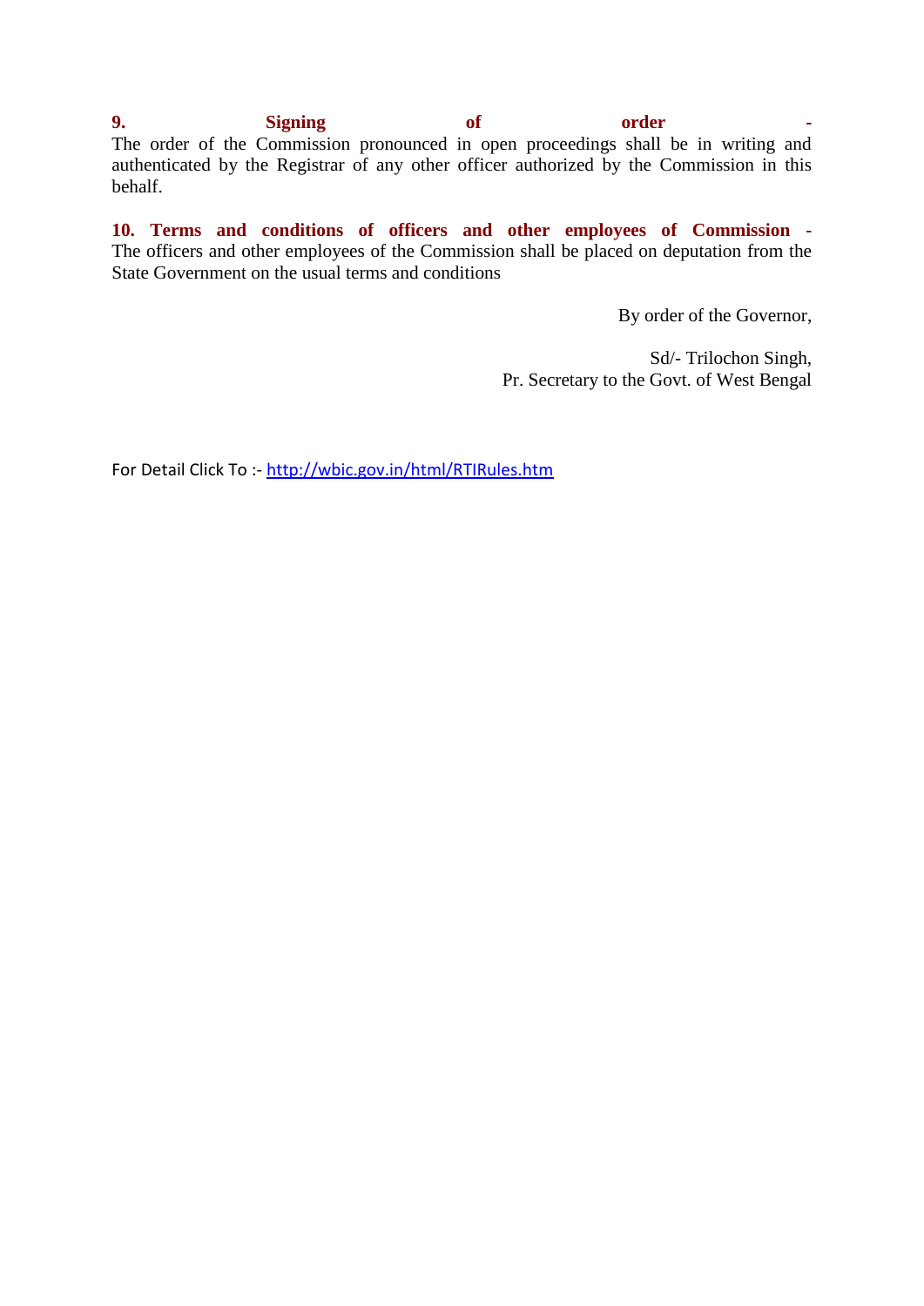**9. Signing of order -**
The order of the Commission pronounced in open proceedings shall be in writing and authenticated by the Registrar of any other officer authorized by the Commission in this behalf.

**10. Terms and conditions of officers and other employees of Commission -**
The officers and other employees of the Commission shall be placed on deputation from the State Government on the usual terms and conditions

By order of the Governor,

Sd/- Trilochon Singh,
Pr. Secretary to the Govt. of West Bengal

For Detail Click To :- http://wbic.gov.in/html/RTIRules.htm